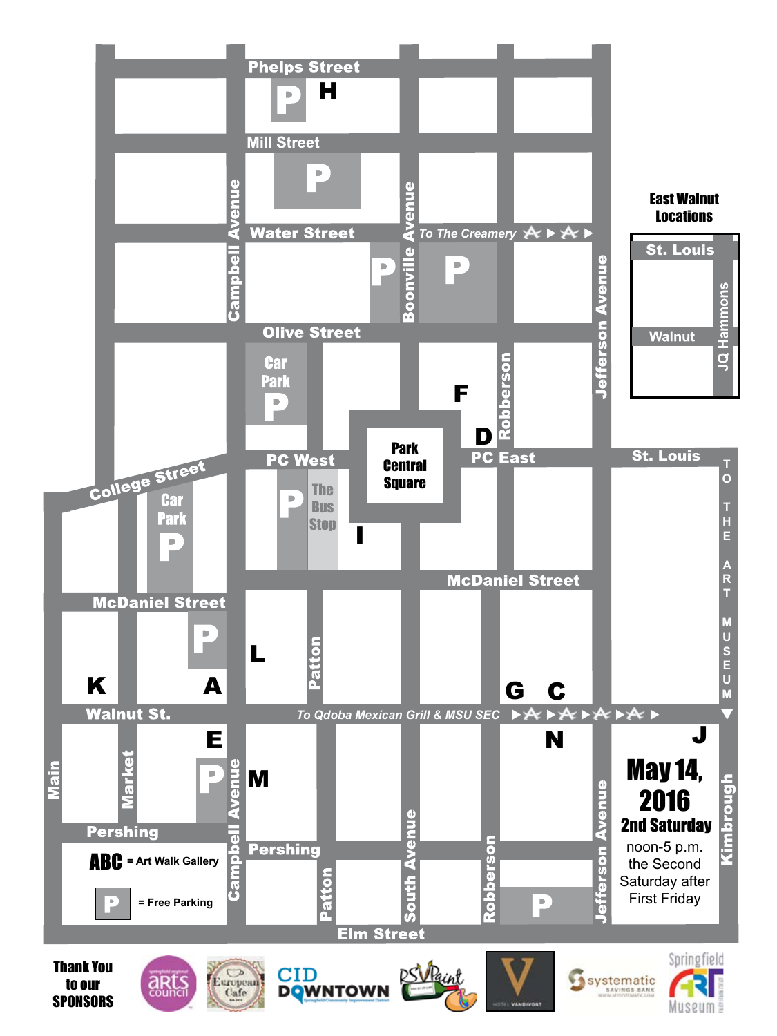Phelps Street

P H

Mill Street

P

Campbell Avenue

Boonville Avenue

Water Street

To The Creamery

P P

Olive Street

Jefferson Avenue

**East Walnut Locations**

St. Louis

Walnut

JQ Hammons

Car Park P

F

Robberson

D

Park Central Square

College Street

PC West

PC East

St. Louis

Car Park P

P The Bus Stop

I

McDaniel Street

McDaniel Street

P

L

Patton

K A

G C

TO THE ART MUSEUM

Walnut St.

To Qdoba Mexican Grill & MSU SEC

E

N

J

Main

Market

P

M

**May 14, 2016**

**2nd Saturday**

noon-5 p.m.
the Second
Saturday after
First Friday

Kimbrough

Pershing

Pershing

Patton

South Avenue

Robberson

Jefferson Avenue

P

**ABC** = Art Walk Gallery

P = Free Parking

Elm Street

**Thank You to our SPONSORS**

springfield regional arts council

European Cafe

CID DOWNTOWN

RSVPaint

HOTEL VANDIVORT

systematic SAVINGS BANK

Springfield Art Museum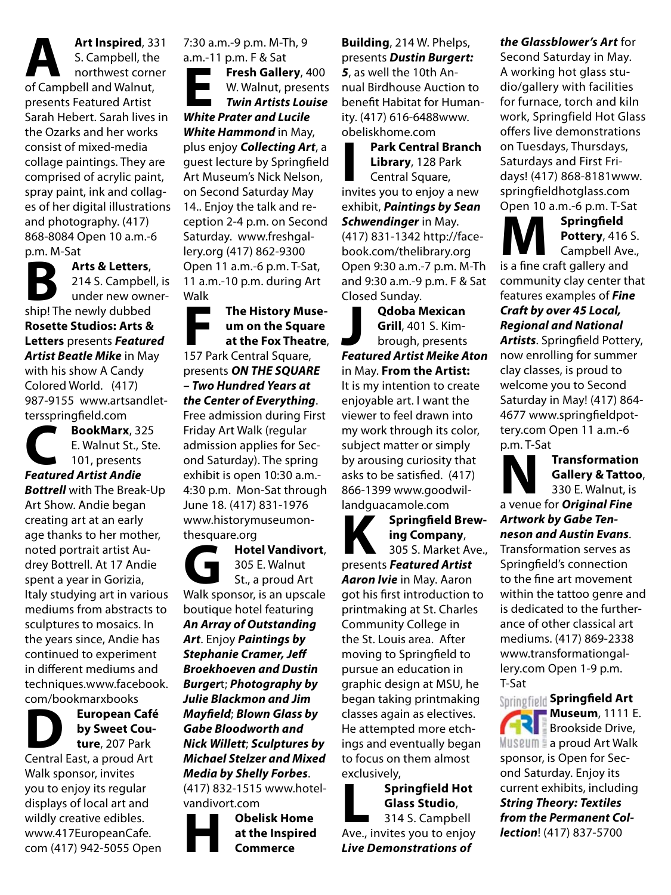**A** **Art Inspired**, 331 S. Campbell, the northwest corner of Campbell and Walnut, presents Featured Artist Sarah Hebert. Sarah lives in the Ozarks and her works consist of mixed-media collage paintings. They are comprised of acrylic paint, spray paint, ink and collages of her digital illustrations and photography. (417) 868-8084 Open 10 a.m.-6 p.m. M-Sat

**B** **Arts & Letters**, 214 S. Campbell, is under new ownership! The newly dubbed **Rosette Studios: Arts & Letters** presents ***Featured Artist Beatle Mike*** in May with his show A Candy Colored World. (417) 987-9155 www.artsandlettersspringfield.com

**C** **BookMarx**, 325 E. Walnut St., Ste. 101, presents ***Featured Artist Andie Bottrell*** with The Break-Up Art Show. Andie began creating art at an early age thanks to her mother, noted portrait artist Audrey Bottrell. At 17 Andie spent a year in Gorizia, Italy studying art in various mediums from abstracts to sculptures to mosaics. In the years since, Andie has continued to experiment in different mediums and techniques.www.facebook.com/bookmarxbooks

**D** **European Café by Sweet Couture**, 207 Park Central East, a proud Art Walk sponsor, invites you to enjoy its regular displays of local art and wildly creative edibles. www.417EuropeanCafe.com (417) 942-5055 Open 7:30 a.m.-9 p.m. M-Th, 9 a.m.-11 p.m. F & Sat

**E** **Fresh Gallery**, 400 W. Walnut, presents ***Twin Artists Louise White Prater and Lucile White Hammond*** in May, plus enjoy ***Collecting Art***, a guest lecture by Springfield Art Museum's Nick Nelson, on Second Saturday May 14.. Enjoy the talk and reception 2-4 p.m. on Second Saturday. www.freshgallery.org (417) 862-9300 Open 11 a.m.-6 p.m. T-Sat, 11 a.m.-10 p.m. during Art Walk

**F** **The History Museum on the Square at the Fox Theatre**, 157 Park Central Square, presents ***ON THE SQUARE – Two Hundred Years at the Center of Everything***. Free admission during First Friday Art Walk (regular admission applies for Second Saturday). The spring exhibit is open 10:30 a.m.-4:30 p.m. Mon-Sat through June 18. (417) 831-1976 www.historymuseumonthesquare.org

**G** **Hotel Vandivort**, 305 E. Walnut St., a proud Art Walk sponsor, is an upscale boutique hotel featuring ***An Array of Outstanding Art***. Enjoy ***Paintings by Stephanie Cramer, Jeff Broekhoeven and Dustin Burger***t; ***Photography by Julie Blackmon and Jim Mayfield***; ***Blown Glass by Gabe Bloodworth and Nick Willett***; ***Sculptures by Michael Stelzer and Mixed Media by Shelly Forbes***. (417) 832-1515 www.hotelvandivort.com

**H** **Obelisk Home at the Inspired Commerce Building**, 214 W. Phelps, presents ***Dustin Burgert: 5***, as well the 10th Annual Birdhouse Auction to benefit Habitat for Humanity. (417) 616-6488www.obeliskhome.com

**I** **Park Central Branch Library**, 128 Park Central Square, invites you to enjoy a new exhibit, ***Paintings by Sean Schwendinger*** in May. (417) 831-1342 http://facebook.com/thelibrary.org Open 9:30 a.m.-7 p.m. M-Th and 9:30 a.m.-9 p.m. F & Sat Closed Sunday.

**J** **Qdoba Mexican Grill**, 401 S. Kimbrough, presents ***Featured Artist Meike Aton*** in May. **From the Artist:** It is my intention to create enjoyable art. I want the viewer to feel drawn into my work through its color, subject matter or simply by arousing curiosity that asks to be satisfied. (417) 866-1399 www.goodwillandguacamole.com

**K** **Springfield Brewing Company**, 305 S. Market Ave., presents ***Featured Artist Aaron Ivie*** in May. Aaron got his first introduction to printmaking at St. Charles Community College in the St. Louis area. After moving to Springfield to pursue an education in graphic design at MSU, he began taking printmaking classes again as electives. He attempted more etchings and eventually began to focus on them almost exclusively,

**L** **Springfield Hot Glass Studio**, 314 S. Campbell Ave., invites you to enjoy ***Live Demonstrations of the Glassblower's Art*** for Second Saturday in May. A working hot glass studio/gallery with facilities for furnace, torch and kiln work, Springfield Hot Glass offers live demonstrations on Tuesdays, Thursdays, Saturdays and First Fridays! (417) 868-8181www.springfieldhotglass.com Open 10 a.m.-6 p.m. T-Sat

**M** **Springfield Pottery**, 416 S. Campbell Ave., is a fine craft gallery and community clay center that features examples of ***Fine Craft by over 45 Local, Regional and National Artists***. Springfield Pottery, now enrolling for summer clay classes, is proud to welcome you to Second Saturday in May! (417) 864-4677 www.springfieldpottery.com Open 11 a.m.-6 p.m. T-Sat

**N** **Transformation Gallery & Tattoo**, 330 E. Walnut, is a venue for ***Original Fine Artwork by Gabe Tenneson and Austin Evans***. Transformation serves as Springfield's connection to the fine art movement within the tattoo genre and is dedicated to the furtherance of other classical art mediums. (417) 869-2338 www.transformationgallery.com Open 1-9 p.m. T-Sat

**Springfield Art Museum**, 1111 E. Brookside Drive, a proud Art Walk sponsor, is Open for Second Saturday. Enjoy its current exhibits, including ***String Theory: Textiles from the Permanent Collection***! (417) 837-5700